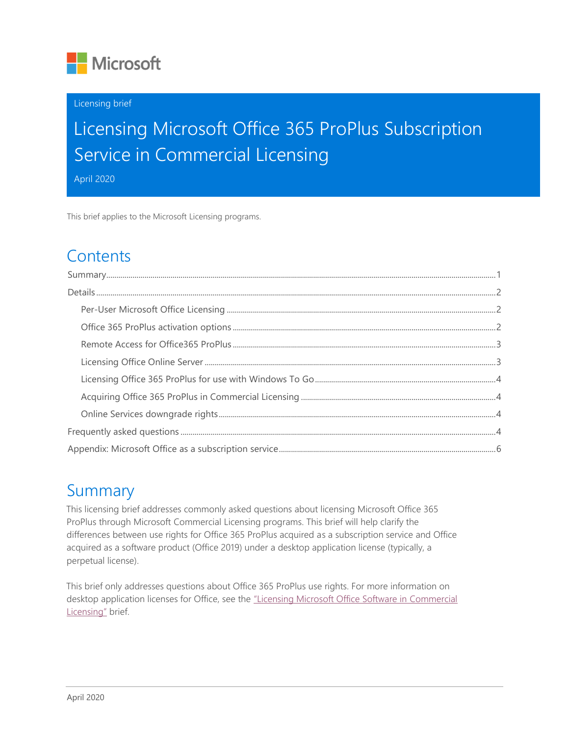Microsoft

Licensing brief

# Licensing Microsoft Office 365 ProPlus Subscription Service in Commercial Licensing

April 2020

This brief applies to the Microsoft Licensing programs.

## Contents

- Summary ... 1
- Details ... 2
  - Per-User Microsoft Office Licensing ... 2
  - Office 365 ProPlus activation options ... 2
  - Remote Access for Office365 ProPlus ... 3
  - Licensing Office Online Server ... 3
  - Licensing Office 365 ProPlus for use with Windows To Go ... 4
  - Acquiring Office 365 ProPlus in Commercial Licensing ... 4
  - Online Services downgrade rights ... 4
- Frequently asked questions ... 4
- Appendix: Microsoft Office as a subscription service ... 6

## Summary

This licensing brief addresses commonly asked questions about licensing Microsoft Office 365 ProPlus through Microsoft Commercial Licensing programs. This brief will help clarify the differences between use rights for Office 365 ProPlus acquired as a subscription service and Office acquired as a software product (Office 2019) under a desktop application license (typically, a perpetual license).

This brief only addresses questions about Office 365 ProPlus use rights. For more information on desktop application licenses for Office, see the "Licensing Microsoft Office Software in Commercial Licensing" brief.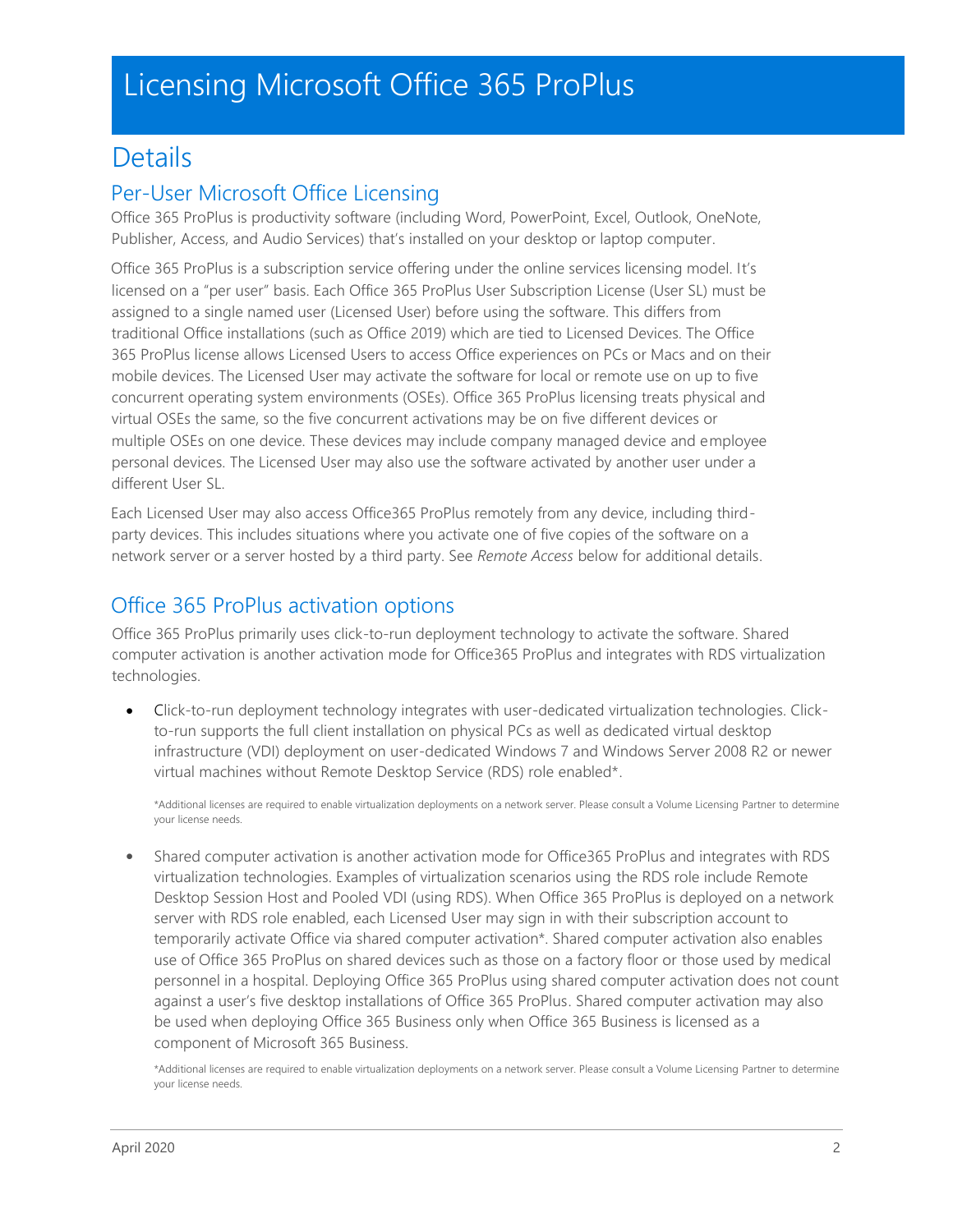# Licensing Microsoft Office 365 ProPlus

## Details

### Per-User Microsoft Office Licensing

Office 365 ProPlus is productivity software (including Word, PowerPoint, Excel, Outlook, OneNote, Publisher, Access, and Audio Services) that's installed on your desktop or laptop computer.

Office 365 ProPlus is a subscription service offering under the online services licensing model. It's licensed on a "per user" basis. Each Office 365 ProPlus User Subscription License (User SL) must be assigned to a single named user (Licensed User) before using the software. This differs from traditional Office installations (such as Office 2019) which are tied to Licensed Devices. The Office 365 ProPlus license allows Licensed Users to access Office experiences on PCs or Macs and on their mobile devices. The Licensed User may activate the software for local or remote use on up to five concurrent operating system environments (OSEs). Office 365 ProPlus licensing treats physical and virtual OSEs the same, so the five concurrent activations may be on five different devices or multiple OSEs on one device. These devices may include company managed device and employee personal devices. The Licensed User may also use the software activated by another user under a different User SL.

Each Licensed User may also access Office365 ProPlus remotely from any device, including third-party devices. This includes situations where you activate one of five copies of the software on a network server or a server hosted by a third party. See *Remote Access* below for additional details.

### Office 365 ProPlus activation options

Office 365 ProPlus primarily uses click-to-run deployment technology to activate the software. Shared computer activation is another activation mode for Office365 ProPlus and integrates with RDS virtualization technologies.

- Click-to-run deployment technology integrates with user-dedicated virtualization technologies. Click-to-run supports the full client installation on physical PCs as well as dedicated virtual desktop infrastructure (VDI) deployment on user-dedicated Windows 7 and Windows Server 2008 R2 or newer virtual machines without Remote Desktop Service (RDS) role enabled*.

  *Additional licenses are required to enable virtualization deployments on a network server. Please consult a Volume Licensing Partner to determine your license needs.

- Shared computer activation is another activation mode for Office365 ProPlus and integrates with RDS virtualization technologies. Examples of virtualization scenarios using the RDS role include Remote Desktop Session Host and Pooled VDI (using RDS). When Office 365 ProPlus is deployed on a network server with RDS role enabled, each Licensed User may sign in with their subscription account to temporarily activate Office via shared computer activation*. Shared computer activation also enables use of Office 365 ProPlus on shared devices such as those on a factory floor or those used by medical personnel in a hospital. Deploying Office 365 ProPlus using shared computer activation does not count against a user's five desktop installations of Office 365 ProPlus. Shared computer activation may also be used when deploying Office 365 Business only when Office 365 Business is licensed as a component of Microsoft 365 Business.

  *Additional licenses are required to enable virtualization deployments on a network server. Please consult a Volume Licensing Partner to determine your license needs.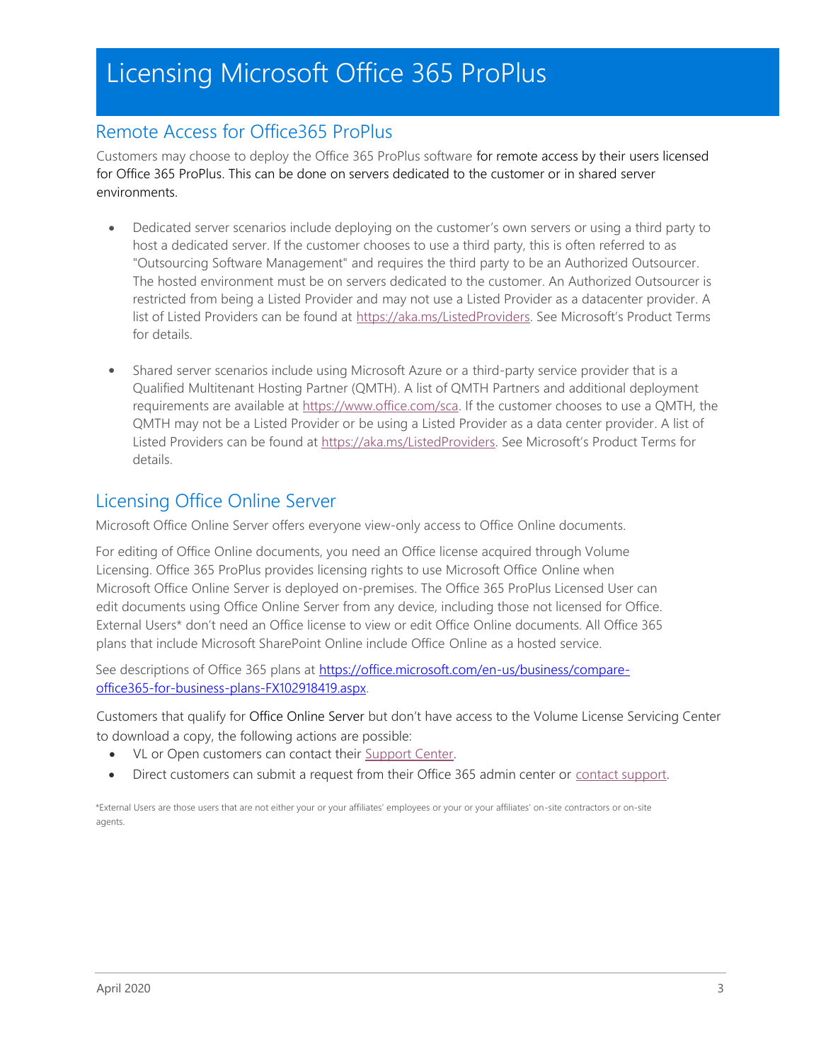# Licensing Microsoft Office 365 ProPlus

## Remote Access for Office365 ProPlus

Customers may choose to deploy the Office 365 ProPlus software for remote access by their users licensed for Office 365 ProPlus. This can be done on servers dedicated to the customer or in shared server environments.

- Dedicated server scenarios include deploying on the customer's own servers or using a third party to host a dedicated server. If the customer chooses to use a third party, this is often referred to as "Outsourcing Software Management" and requires the third party to be an Authorized Outsourcer. The hosted environment must be on servers dedicated to the customer. An Authorized Outsourcer is restricted from being a Listed Provider and may not use a Listed Provider as a datacenter provider. A list of Listed Providers can be found at https://aka.ms/ListedProviders. See Microsoft's Product Terms for details.

- Shared server scenarios include using Microsoft Azure or a third-party service provider that is a Qualified Multitenant Hosting Partner (QMTH). A list of QMTH Partners and additional deployment requirements are available at https://www.office.com/sca. If the customer chooses to use a QMTH, the QMTH may not be a Listed Provider or be using a Listed Provider as a data center provider. A list of Listed Providers can be found at https://aka.ms/ListedProviders. See Microsoft's Product Terms for details.

## Licensing Office Online Server

Microsoft Office Online Server offers everyone view-only access to Office Online documents.

For editing of Office Online documents, you need an Office license acquired through Volume Licensing. Office 365 ProPlus provides licensing rights to use Microsoft Office Online when Microsoft Office Online Server is deployed on-premises. The Office 365 ProPlus Licensed User can edit documents using Office Online Server from any device, including those not licensed for Office. External Users* don't need an Office license to view or edit Office Online documents. All Office 365 plans that include Microsoft SharePoint Online include Office Online as a hosted service.

See descriptions of Office 365 plans at https://office.microsoft.com/en-us/business/compare-office365-for-business-plans-FX102918419.aspx.

Customers that qualify for Office Online Server but don't have access to the Volume License Servicing Center to download a copy, the following actions are possible:

- VL or Open customers can contact their Support Center.
- Direct customers can submit a request from their Office 365 admin center or contact support.

*External Users are those users that are not either your or your affiliates' employees or your or your affiliates' on-site contractors or on-site agents.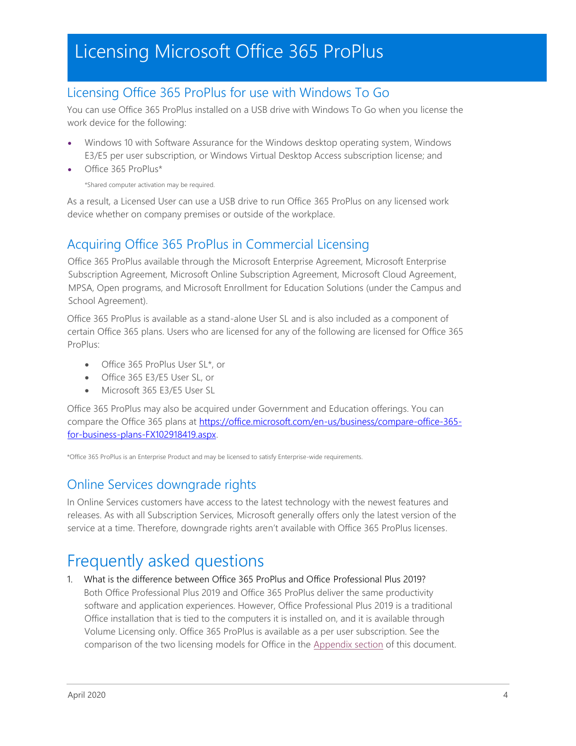# Licensing Microsoft Office 365 ProPlus

## Licensing Office 365 ProPlus for use with Windows To Go

You can use Office 365 ProPlus installed on a USB drive with Windows To Go when you license the work device for the following:

- Windows 10 with Software Assurance for the Windows desktop operating system, Windows E3/E5 per user subscription, or Windows Virtual Desktop Access subscription license; and
- Office 365 ProPlus*

  *Shared computer activation may be required.

As a result, a Licensed User can use a USB drive to run Office 365 ProPlus on any licensed work device whether on company premises or outside of the workplace.

## Acquiring Office 365 ProPlus in Commercial Licensing

Office 365 ProPlus available through the Microsoft Enterprise Agreement, Microsoft Enterprise Subscription Agreement, Microsoft Online Subscription Agreement, Microsoft Cloud Agreement, MPSA, Open programs, and Microsoft Enrollment for Education Solutions (under the Campus and School Agreement).

Office 365 ProPlus is available as a stand-alone User SL and is also included as a component of certain Office 365 plans. Users who are licensed for any of the following are licensed for Office 365 ProPlus:

- Office 365 ProPlus User SL*, or
- Office 365 E3/E5 User SL, or
- Microsoft 365 E3/E5 User SL

Office 365 ProPlus may also be acquired under Government and Education offerings. You can compare the Office 365 plans at [https://office.microsoft.com/en-us/business/compare-office-365-for-business-plans-FX102918419.aspx](https://office.microsoft.com/en-us/business/compare-office-365-for-business-plans-FX102918419.aspx).

*Office 365 ProPlus is an Enterprise Product and may be licensed to satisfy Enterprise-wide requirements.

## Online Services downgrade rights

In Online Services customers have access to the latest technology with the newest features and releases. As with all Subscription Services, Microsoft generally offers only the latest version of the service at a time. Therefore, downgrade rights aren't available with Office 365 ProPlus licenses.

# Frequently asked questions

1. What is the difference between Office 365 ProPlus and Office Professional Plus 2019?

   Both Office Professional Plus 2019 and Office 365 ProPlus deliver the same productivity software and application experiences. However, Office Professional Plus 2019 is a traditional Office installation that is tied to the computers it is installed on, and it is available through Volume Licensing only. Office 365 ProPlus is available as a per user subscription. See the comparison of the two licensing models for Office in the Appendix section of this document.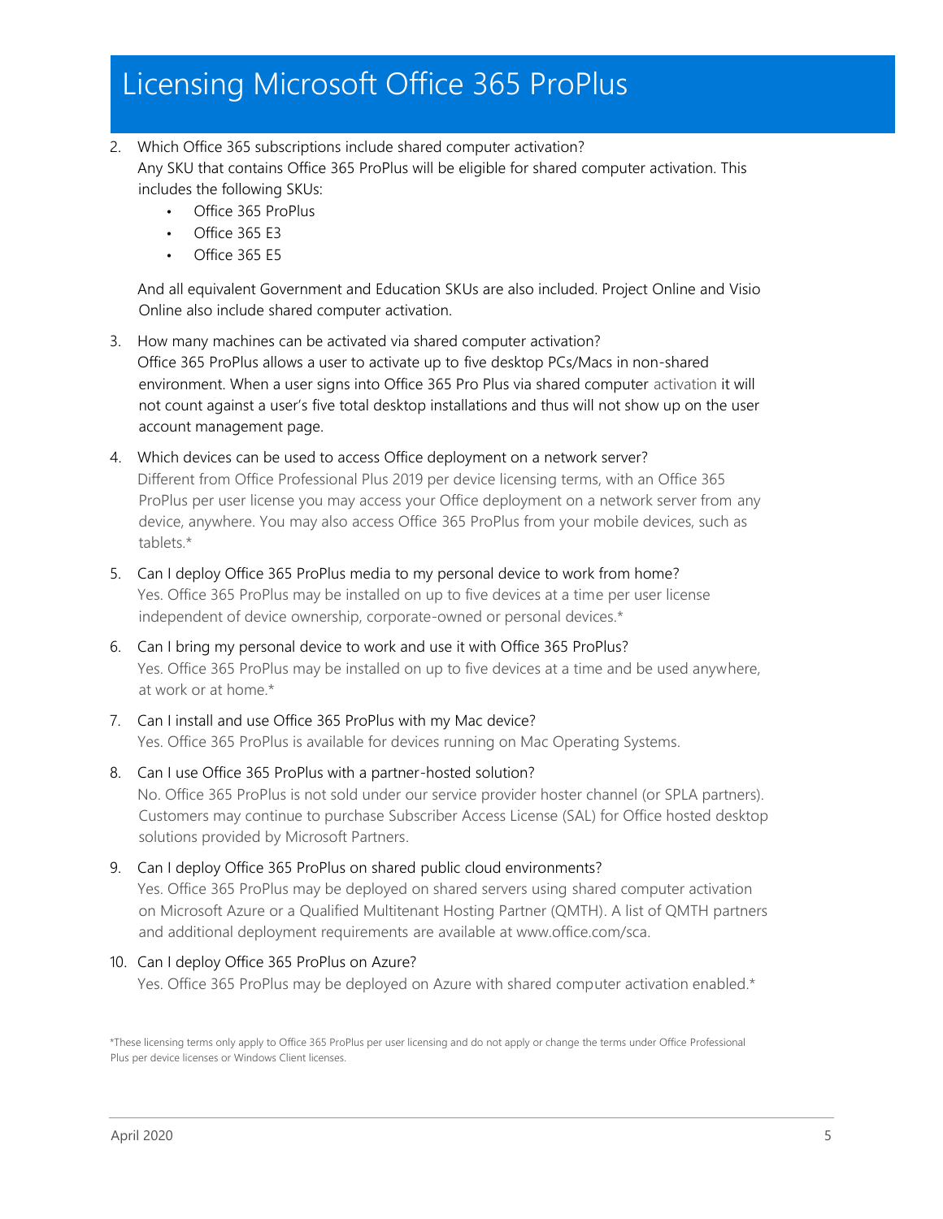# Licensing Microsoft Office 365 ProPlus

2. Which Office 365 subscriptions include shared computer activation?
   Any SKU that contains Office 365 ProPlus will be eligible for shared computer activation. This includes the following SKUs:
   - Office 365 ProPlus
   - Office 365 E3
   - Office 365 E5

   And all equivalent Government and Education SKUs are also included. Project Online and Visio Online also include shared computer activation.

3. How many machines can be activated via shared computer activation?
   Office 365 ProPlus allows a user to activate up to five desktop PCs/Macs in non-shared environment. When a user signs into Office 365 Pro Plus via shared computer activation it will not count against a user's five total desktop installations and thus will not show up on the user account management page.

4. Which devices can be used to access Office deployment on a network server?
   Different from Office Professional Plus 2019 per device licensing terms, with an Office 365 ProPlus per user license you may access your Office deployment on a network server from any device, anywhere. You may also access Office 365 ProPlus from your mobile devices, such as tablets.*

5. Can I deploy Office 365 ProPlus media to my personal device to work from home?
   Yes. Office 365 ProPlus may be installed on up to five devices at a time per user license independent of device ownership, corporate-owned or personal devices.*

6. Can I bring my personal device to work and use it with Office 365 ProPlus?
   Yes. Office 365 ProPlus may be installed on up to five devices at a time and be used anywhere, at work or at home.*

7. Can I install and use Office 365 ProPlus with my Mac device?
   Yes. Office 365 ProPlus is available for devices running on Mac Operating Systems.

8. Can I use Office 365 ProPlus with a partner-hosted solution?
   No. Office 365 ProPlus is not sold under our service provider hoster channel (or SPLA partners). Customers may continue to purchase Subscriber Access License (SAL) for Office hosted desktop solutions provided by Microsoft Partners.

9. Can I deploy Office 365 ProPlus on shared public cloud environments?
   Yes. Office 365 ProPlus may be deployed on shared servers using shared computer activation on Microsoft Azure or a Qualified Multitenant Hosting Partner (QMTH). A list of QMTH partners and additional deployment requirements are available at www.office.com/sca.

10. Can I deploy Office 365 ProPlus on Azure?
    Yes. Office 365 ProPlus may be deployed on Azure with shared computer activation enabled.*

*These licensing terms only apply to Office 365 ProPlus per user licensing and do not apply or change the terms under Office Professional Plus per device licenses or Windows Client licenses.

April 2020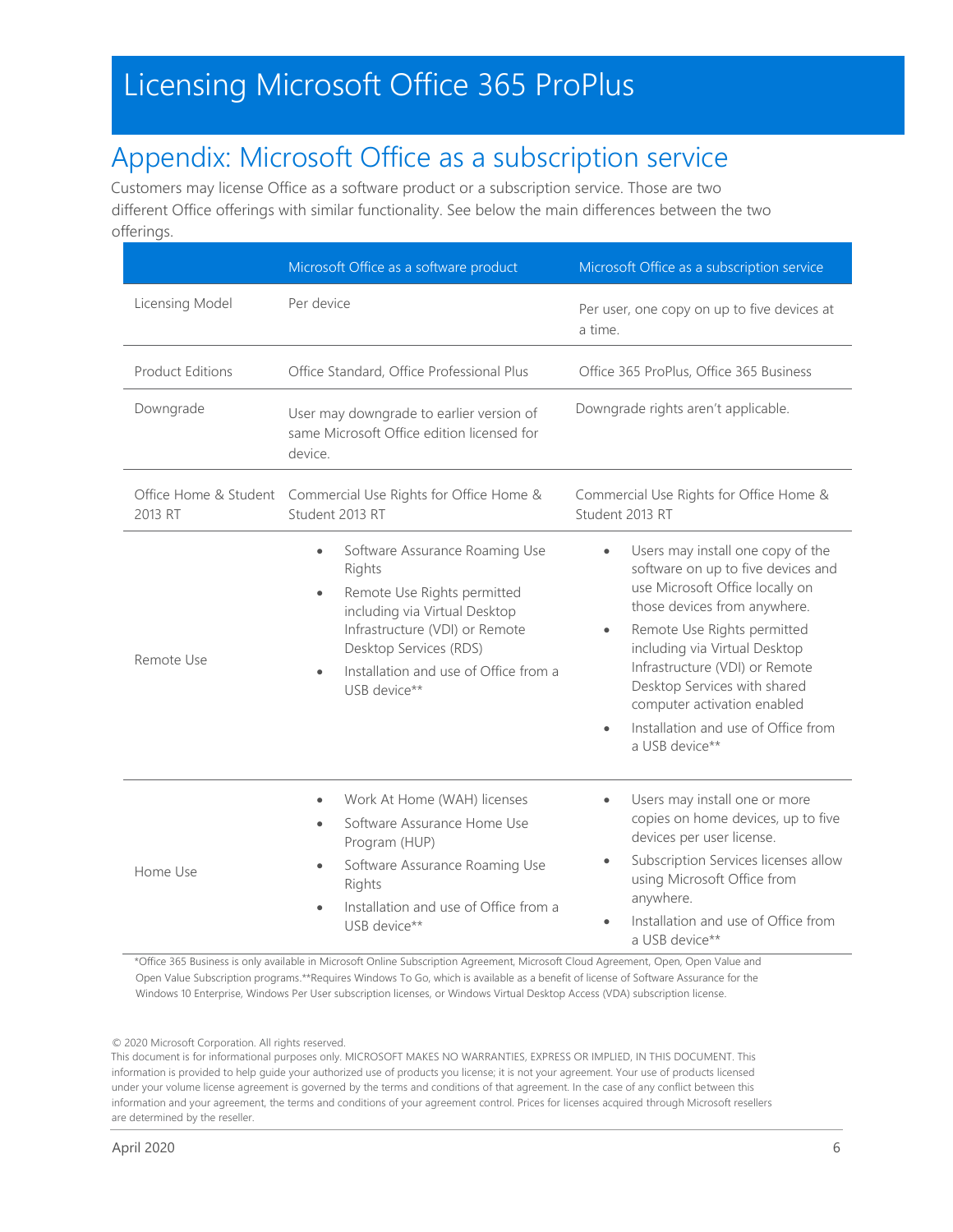# Licensing Microsoft Office 365 ProPlus

## Appendix: Microsoft Office as a subscription service

Customers may license Office as a software product or a subscription service. Those are two different Office offerings with similar functionality. See below the main differences between the two offerings.

| | Microsoft Office as a software product | Microsoft Office as a subscription service |
|---|---|---|
| Licensing Model | Per device | Per user, one copy on up to five devices at a time. |
| Product Editions | Office Standard, Office Professional Plus | Office 365 ProPlus, Office 365 Business |
| Downgrade | User may downgrade to earlier version of same Microsoft Office edition licensed for device. | Downgrade rights aren't applicable. |
| Office Home & Student 2013 RT | Commercial Use Rights for Office Home & Student 2013 RT | Commercial Use Rights for Office Home & Student 2013 RT |
| Remote Use | • Software Assurance Roaming Use Rights<br>• Remote Use Rights permitted including via Virtual Desktop Infrastructure (VDI) or Remote Desktop Services (RDS)<br>• Installation and use of Office from a USB device** | • Users may install one copy of the software on up to five devices and use Microsoft Office locally on those devices from anywhere.<br>• Remote Use Rights permitted including via Virtual Desktop Infrastructure (VDI) or Remote Desktop Services with shared computer activation enabled<br>• Installation and use of Office from a USB device** |
| Home Use | • Work At Home (WAH) licenses<br>• Software Assurance Home Use Program (HUP)<br>• Software Assurance Roaming Use Rights<br>• Installation and use of Office from a USB device** | • Users may install one or more copies on home devices, up to five devices per user license.<br>• Subscription Services licenses allow using Microsoft Office from anywhere.<br>• Installation and use of Office from a USB device** |

*Office 365 Business is only available in Microsoft Online Subscription Agreement, Microsoft Cloud Agreement, Open, Open Value and Open Value Subscription programs.**Requires Windows To Go, which is available as a benefit of license of Software Assurance for the Windows 10 Enterprise, Windows Per User subscription licenses, or Windows Virtual Desktop Access (VDA) subscription license.

© 2020 Microsoft Corporation. All rights reserved.
This document is for informational purposes only. MICROSOFT MAKES NO WARRANTIES, EXPRESS OR IMPLIED, IN THIS DOCUMENT. This information is provided to help guide your authorized use of products you license; it is not your agreement. Your use of products licensed under your volume license agreement is governed by the terms and conditions of that agreement. In the case of any conflict between this information and your agreement, the terms and conditions of your agreement control. Prices for licenses acquired through Microsoft resellers are determined by the reseller.

April 2020